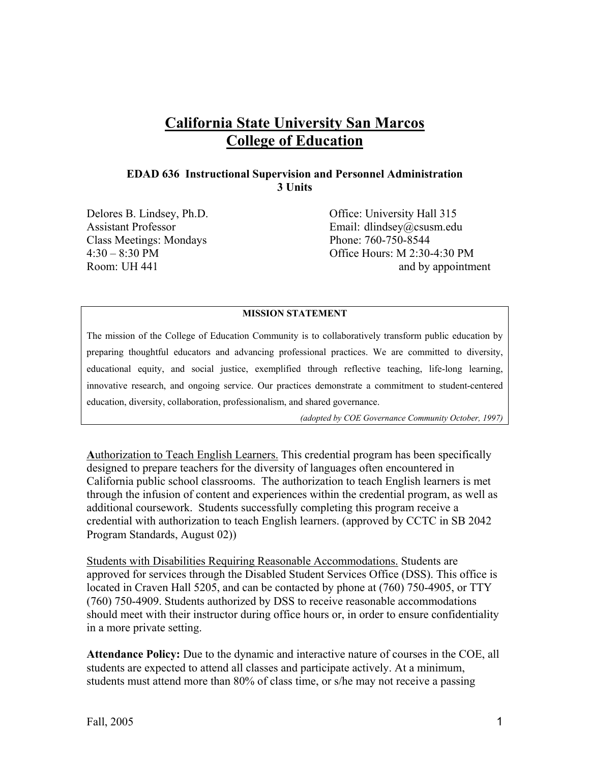# California State University San Marcos
# College of Education

### EDAD 636 Instructional Supervision and Personnel Administration
### 3 Units

Delores B. Lindsey, Ph.D.
Assistant Professor
Class Meetings: Mondays
4:30 – 8:30 PM
Room: UH 441

Office: University Hall 315
Email: dlindsey@csusm.edu
Phone: 760-750-8544
Office Hours: M 2:30-4:30 PM
and by appointment

---

**MISSION STATEMENT**

The mission of the College of Education Community is to collaboratively transform public education by preparing thoughtful educators and advancing professional practices. We are committed to diversity, educational equity, and social justice, exemplified through reflective teaching, life-long learning, innovative research, and ongoing service. Our practices demonstrate a commitment to student-centered education, diversity, collaboration, professionalism, and shared governance.

*(adopted by COE Governance Community October, 1997)*

---

**A**uthorization to Teach English Learners. This credential program has been specifically designed to prepare teachers for the diversity of languages often encountered in California public school classrooms. The authorization to teach English learners is met through the infusion of content and experiences within the credential program, as well as additional coursework. Students successfully completing this program receive a credential with authorization to teach English learners. (approved by CCTC in SB 2042 Program Standards, August 02))

Students with Disabilities Requiring Reasonable Accommodations. Students are approved for services through the Disabled Student Services Office (DSS). This office is located in Craven Hall 5205, and can be contacted by phone at (760) 750-4905, or TTY (760) 750-4909. Students authorized by DSS to receive reasonable accommodations should meet with their instructor during office hours or, in order to ensure confidentiality in a more private setting.

**Attendance Policy:** Due to the dynamic and interactive nature of courses in the COE, all students are expected to attend all classes and participate actively. At a minimum, students must attend more than 80% of class time, or s/he may not receive a passing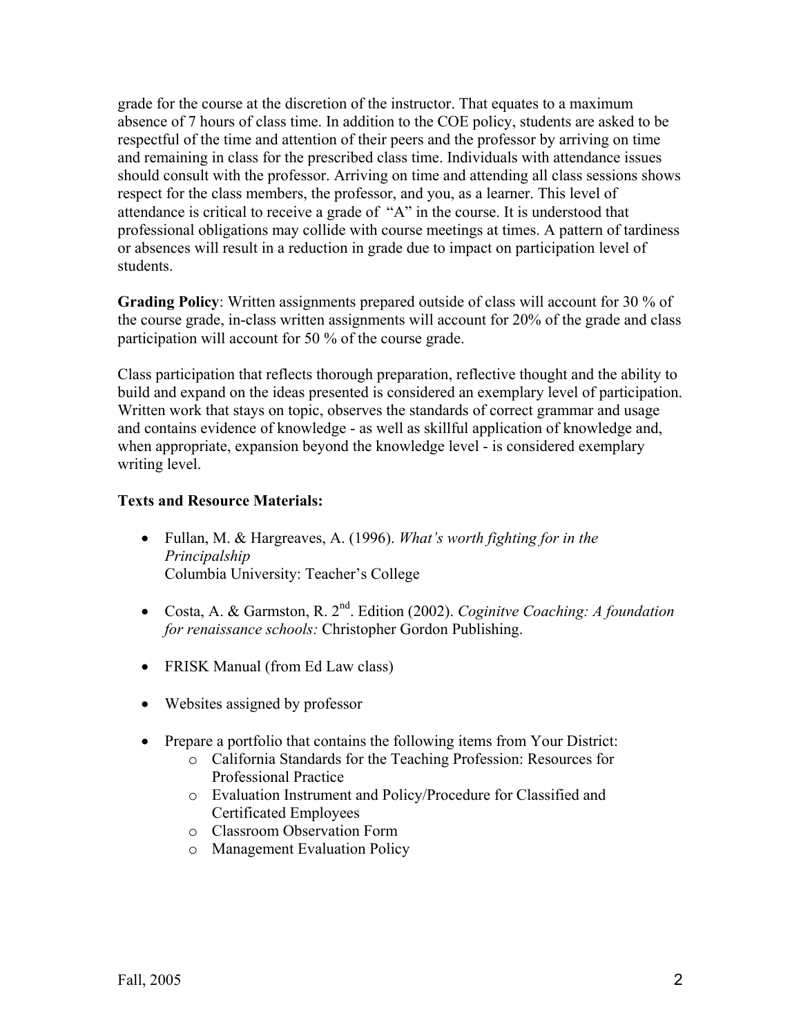grade for the course at the discretion of the instructor. That equates to a maximum absence of 7 hours of class time. In addition to the COE policy, students are asked to be respectful of the time and attention of their peers and the professor by arriving on time and remaining in class for the prescribed class time. Individuals with attendance issues should consult with the professor. Arriving on time and attending all class sessions shows respect for the class members, the professor, and you, as a learner. This level of attendance is critical to receive a grade of "A" in the course. It is understood that professional obligations may collide with course meetings at times. A pattern of tardiness or absences will result in a reduction in grade due to impact on participation level of students.

**Grading Policy**: Written assignments prepared outside of class will account for 30 % of the course grade, in-class written assignments will account for 20% of the grade and class participation will account for 50 % of the course grade.

Class participation that reflects thorough preparation, reflective thought and the ability to build and expand on the ideas presented is considered an exemplary level of participation. Written work that stays on topic, observes the standards of correct grammar and usage and contains evidence of knowledge - as well as skillful application of knowledge and, when appropriate, expansion beyond the knowledge level - is considered exemplary writing level.

**Texts and Resource Materials:**

- Fullan, M. & Hargreaves, A. (1996). *What's worth fighting for in the Principalship*
  Columbia University: Teacher's College
- Costa, A. & Garmston, R. 2nd. Edition (2002). *Coginitve Coaching: A foundation for renaissance schools:* Christopher Gordon Publishing.
- FRISK Manual (from Ed Law class)
- Websites assigned by professor
- Prepare a portfolio that contains the following items from Your District:
  - California Standards for the Teaching Profession: Resources for Professional Practice
  - Evaluation Instrument and Policy/Procedure for Classified and Certificated Employees
  - Classroom Observation Form
  - Management Evaluation Policy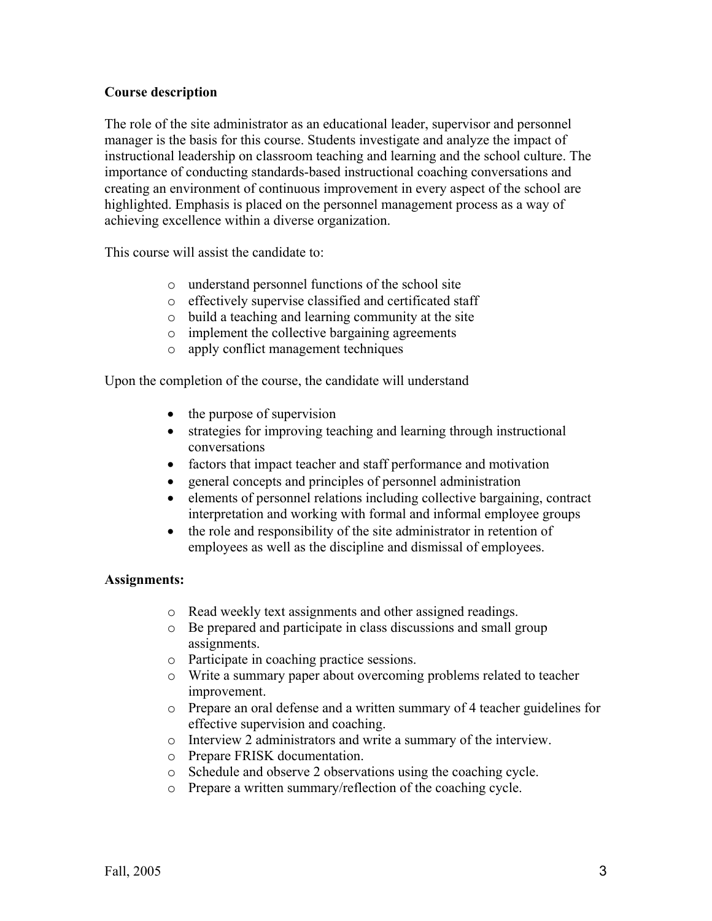**Course description**

The role of the site administrator as an educational leader, supervisor and personnel manager is the basis for this course. Students investigate and analyze the impact of instructional leadership on classroom teaching and learning and the school culture. The importance of conducting standards-based instructional coaching conversations and creating an environment of continuous improvement in every aspect of the school are highlighted. Emphasis is placed on the personnel management process as a way of achieving excellence within a diverse organization.

This course will assist the candidate to:

- understand personnel functions of the school site
- effectively supervise classified and certificated staff
- build a teaching and learning community at the site
- implement the collective bargaining agreements
- apply conflict management techniques

Upon the completion of the course, the candidate will understand

- the purpose of supervision
- strategies for improving teaching and learning through instructional conversations
- factors that impact teacher and staff performance and motivation
- general concepts and principles of personnel administration
- elements of personnel relations including collective bargaining, contract interpretation and working with formal and informal employee groups
- the role and responsibility of the site administrator in retention of employees as well as the discipline and dismissal of employees.

**Assignments:**

- Read weekly text assignments and other assigned readings.
- Be prepared and participate in class discussions and small group assignments.
- Participate in coaching practice sessions.
- Write a summary paper about overcoming problems related to teacher improvement.
- Prepare an oral defense and a written summary of 4 teacher guidelines for effective supervision and coaching.
- Interview 2 administrators and write a summary of the interview.
- Prepare FRISK documentation.
- Schedule and observe 2 observations using the coaching cycle.
- Prepare a written summary/reflection of the coaching cycle.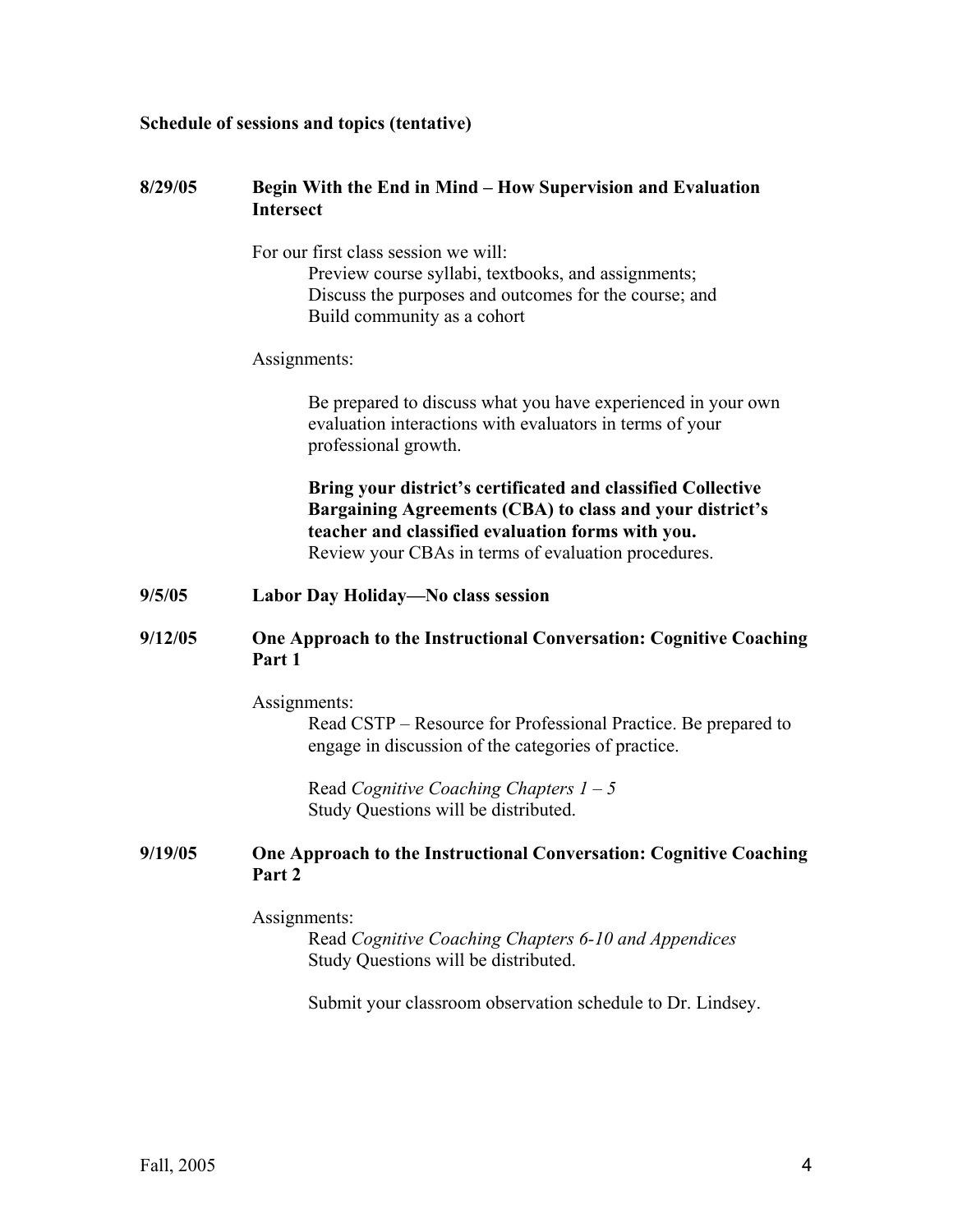**Schedule of sessions and topics (tentative)**

**8/29/05 Begin With the End in Mind – How Supervision and Evaluation Intersect**

For our first class session we will:

- Preview course syllabi, textbooks, and assignments;
- Discuss the purposes and outcomes for the course; and
- Build community as a cohort

Assignments:

Be prepared to discuss what you have experienced in your own evaluation interactions with evaluators in terms of your professional growth.

**Bring your district's certificated and classified Collective Bargaining Agreements (CBA) to class and your district's teacher and classified evaluation forms with you.**
Review your CBAs in terms of evaluation procedures.

**9/5/05 Labor Day Holiday—No class session**

**9/12/05 One Approach to the Instructional Conversation: Cognitive Coaching Part 1**

Assignments:

Read CSTP – Resource for Professional Practice. Be prepared to engage in discussion of the categories of practice.

Read *Cognitive Coaching Chapters 1 – 5*
Study Questions will be distributed.

**9/19/05 One Approach to the Instructional Conversation: Cognitive Coaching Part 2**

Assignments:

Read *Cognitive Coaching Chapters 6-10 and Appendices*
Study Questions will be distributed.

Submit your classroom observation schedule to Dr. Lindsey.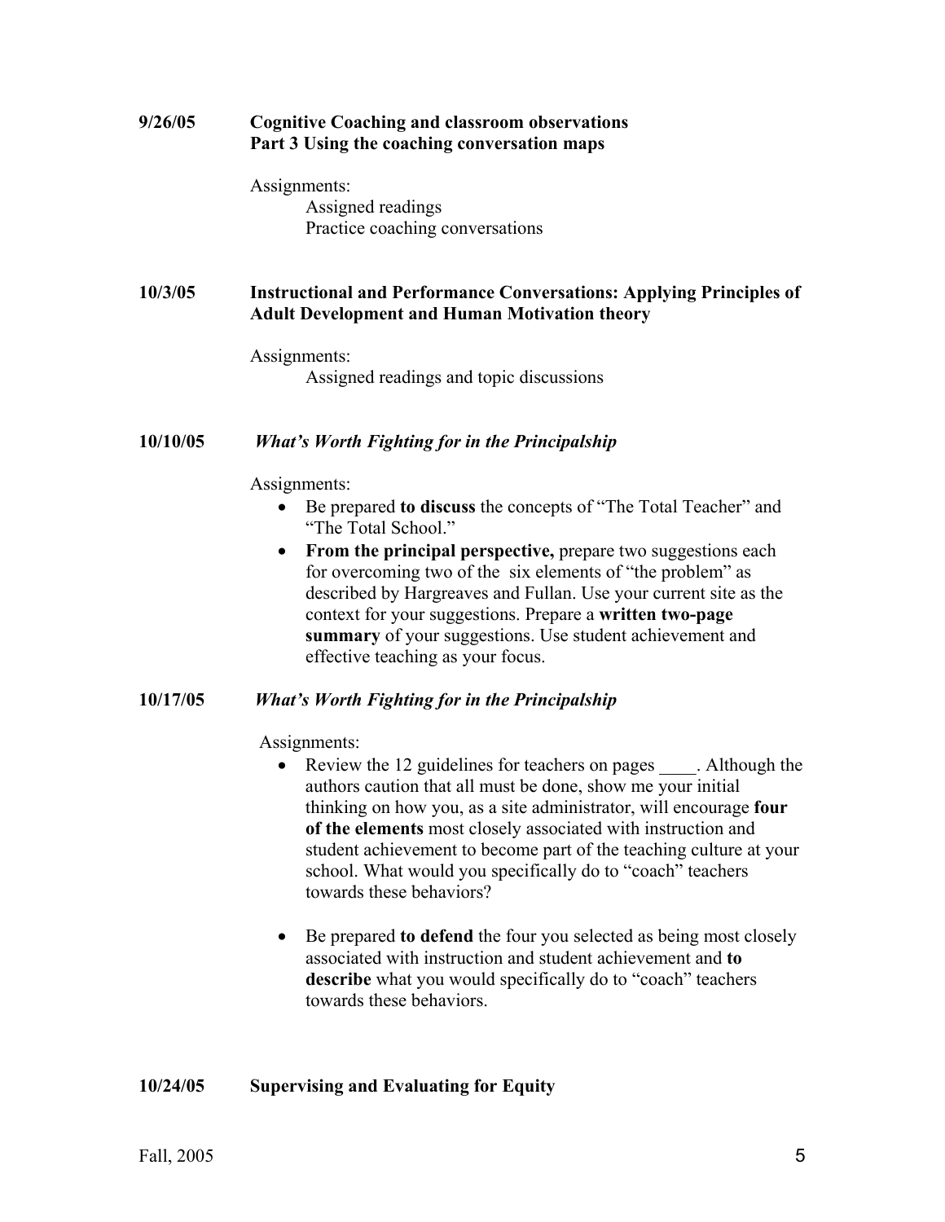**9/26/05 Cognitive Coaching and classroom observations**
**Part 3 Using the coaching conversation maps**

Assignments:
- Assigned readings
- Practice coaching conversations

**10/3/05 Instructional and Performance Conversations: Applying Principles of Adult Development and Human Motivation theory**

Assignments:
- Assigned readings and topic discussions

**10/10/05** ***What's Worth Fighting for in the Principalship***

Assignments:

- Be prepared **to discuss** the concepts of "The Total Teacher" and "The Total School."
- **From the principal perspective,** prepare two suggestions each for overcoming two of the six elements of "the problem" as described by Hargreaves and Fullan. Use your current site as the context for your suggestions. Prepare a **written two-page summary** of your suggestions. Use student achievement and effective teaching as your focus.

**10/17/05** ***What's Worth Fighting for in the Principalship***

Assignments:

- Review the 12 guidelines for teachers on pages ____. Although the authors caution that all must be done, show me your initial thinking on how you, as a site administrator, will encourage **four of the elements** most closely associated with instruction and student achievement to become part of the teaching culture at your school. What would you specifically do to "coach" teachers towards these behaviors?

- Be prepared **to defend** the four you selected as being most closely associated with instruction and student achievement and **to describe** what you would specifically do to "coach" teachers towards these behaviors.

**10/24/05 Supervising and Evaluating for Equity**

Fall, 2005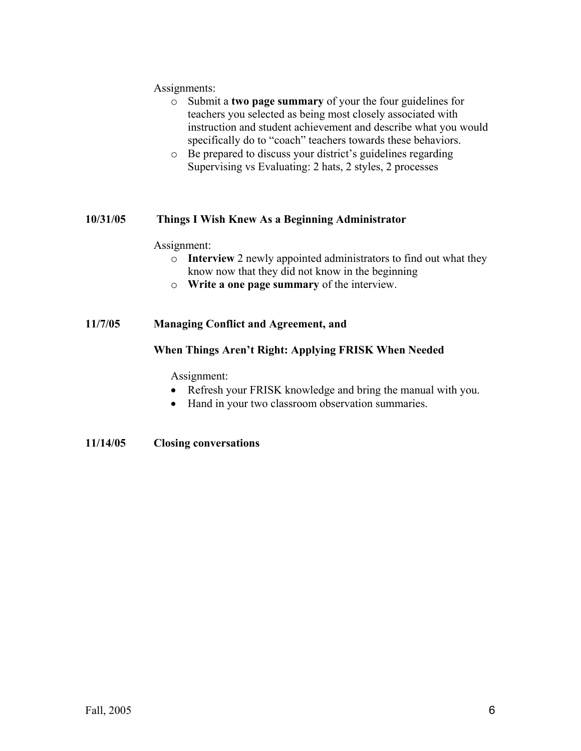Assignments:

- Submit a **two page summary** of your the four guidelines for teachers you selected as being most closely associated with instruction and student achievement and describe what you would specifically do to "coach" teachers towards these behaviors.
- Be prepared to discuss your district's guidelines regarding Supervising vs Evaluating: 2 hats, 2 styles, 2 processes

**10/31/05 Things I Wish Knew As a Beginning Administrator**

Assignment:

- **Interview** 2 newly appointed administrators to find out what they know now that they did not know in the beginning
- **Write a one page summary** of the interview.

**11/7/05 Managing Conflict and Agreement, and**

**When Things Aren't Right: Applying FRISK When Needed**

Assignment:

- Refresh your FRISK knowledge and bring the manual with you.
- Hand in your two classroom observation summaries.

**11/14/05 Closing conversations**